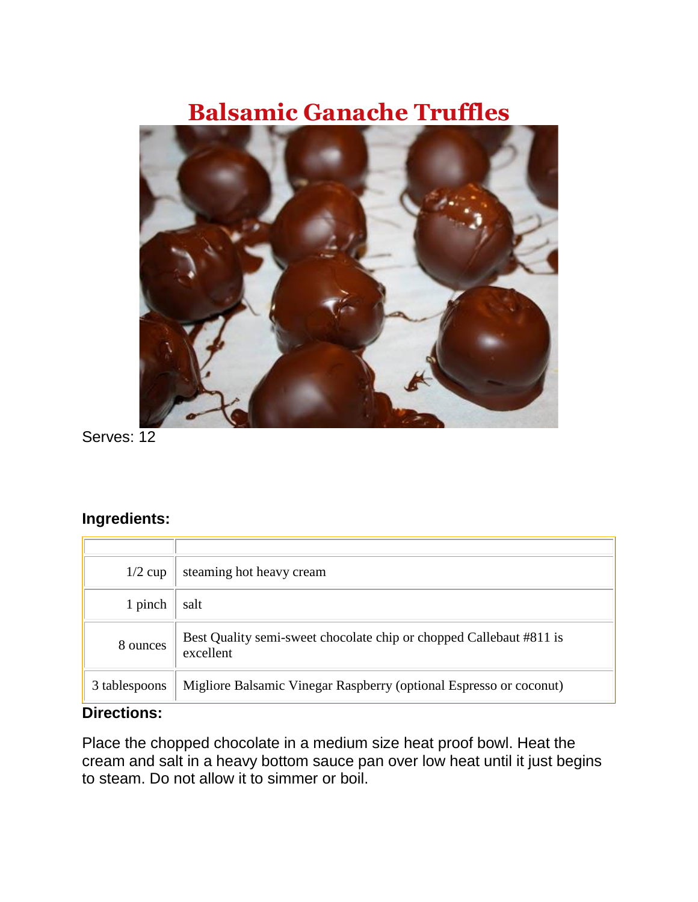# Balsamic Ganache Truffles

Serves: 12

### Ingredients:

| | |
|---|---|
| 1/2 cup | steaming hot heavy cream |
| 1 pinch | salt |
| 8 ounces | Best Quality semi-sweet chocolate chip or chopped Callebaut #811 is excellent |
| 3 tablespoons | Migliore Balsamic Vinegar Raspberry (optional Espresso or coconut) |

### Directions:

Place the chopped chocolate in a medium size heat proof bowl. Heat the cream and salt in a heavy bottom sauce pan over low heat until it just begins to steam. Do not allow it to simmer or boil.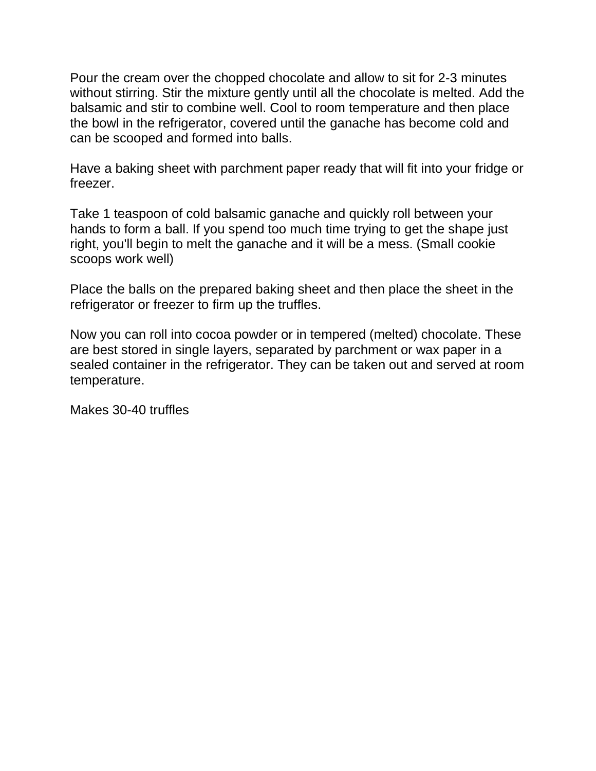Pour the cream over the chopped chocolate and allow to sit for 2-3 minutes without stirring. Stir the mixture gently until all the chocolate is melted. Add the balsamic and stir to combine well. Cool to room temperature and then place the bowl in the refrigerator, covered until the ganache has become cold and can be scooped and formed into balls.

Have a baking sheet with parchment paper ready that will fit into your fridge or freezer.

Take 1 teaspoon of cold balsamic ganache and quickly roll between your hands to form a ball. If you spend too much time trying to get the shape just right, you'll begin to melt the ganache and it will be a mess. (Small cookie scoops work well)

Place the balls on the prepared baking sheet and then place the sheet in the refrigerator or freezer to firm up the truffles.

Now you can roll into cocoa powder or in tempered (melted) chocolate. These are best stored in single layers, separated by parchment or wax paper in a sealed container in the refrigerator. They can be taken out and served at room temperature.

Makes 30-40 truffles